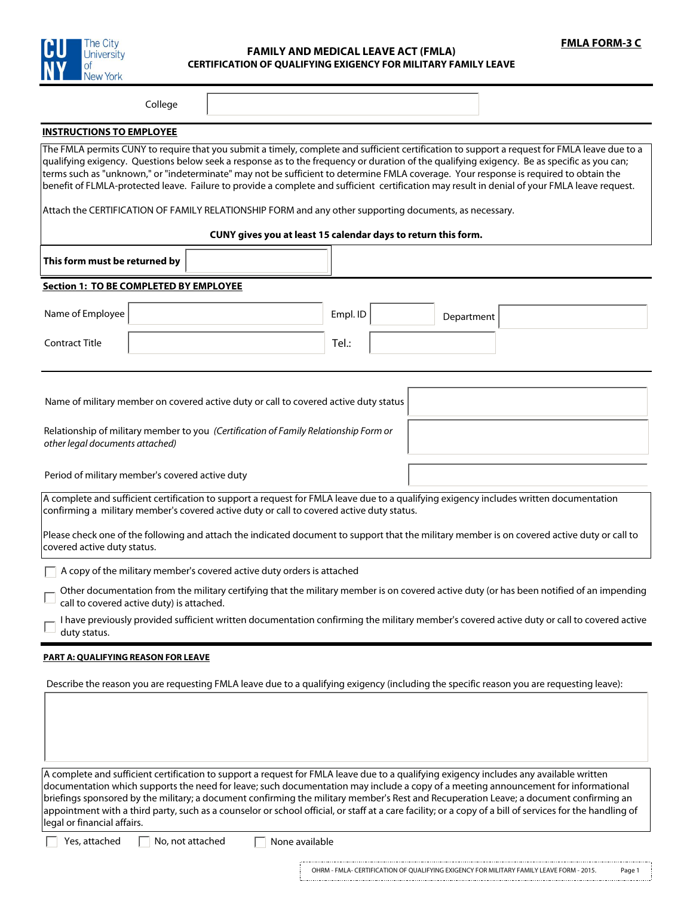**FMLA FORM-3 C**

# FAMILY AND MEDICAL LEAVE ACT (FMLA)
## CERTIFICATION OF QUALIFYING EXIGENCY FOR MILITARY FAMILY LEAVE

College

**INSTRUCTIONS TO EMPLOYEE**

The FMLA permits CUNY to require that you submit a timely, complete and sufficient certification to support a request for FMLA leave due to a qualifying exigency. Questions below seek a response as to the frequency or duration of the qualifying exigency. Be as specific as you can; terms such as "unknown," or "indeterminate" may not be sufficient to determine FMLA coverage. Your response is required to obtain the benefit of FLMLA-protected leave. Failure to provide a complete and sufficient certification may result in denial of your FMLA leave request.

Attach the CERTIFICATION OF FAMILY RELATIONSHIP FORM and any other supporting documents, as necessary.

**CUNY gives you at least 15 calendar days to return this form.**

**This form must be returned by**

**Section 1: TO BE COMPLETED BY EMPLOYEE**

Name of Employee | Empl. ID | Department

Contract Title | Tel.:

Name of military member on covered active duty or call to covered active duty status

Relationship of military member to you *(Certification of Family Relationship Form or other legal documents attached)*

Period of military member's covered active duty

A complete and sufficient certification to support a request for FMLA leave due to a qualifying exigency includes written documentation confirming a military member's covered active duty or call to covered active duty status.

Please check one of the following and attach the indicated document to support that the military member is on covered active duty or call to covered active duty status.

- ☐ A copy of the military member's covered active duty orders is attached
- ☐ Other documentation from the military certifying that the military member is on covered active duty (or has been notified of an impending call to covered active duty) is attached.
- ☐ I have previously provided sufficient written documentation confirming the military member's covered active duty or call to covered active duty status.

**PART A: QUALIFYING REASON FOR LEAVE**

Describe the reason you are requesting FMLA leave due to a qualifying exigency (including the specific reason you are requesting leave):

A complete and sufficient certification to support a request for FMLA leave due to a qualifying exigency includes any available written documentation which supports the need for leave; such documentation may include a copy of a meeting announcement for informational briefings sponsored by the military; a document confirming the military member's Rest and Recuperation Leave; a document confirming an appointment with a third party, such as a counselor or school official, or staff at a care facility; or a copy of a bill of services for the handling of legal or financial affairs.

☐ Yes, attached ☐ No, not attached ☐ None available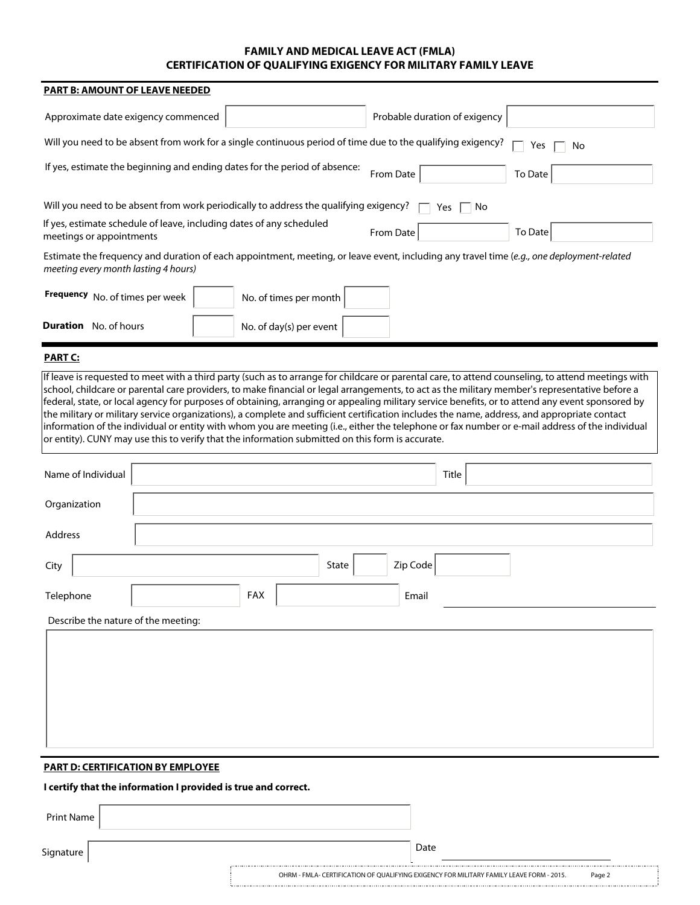# FAMILY AND MEDICAL LEAVE ACT (FMLA)
# CERTIFICATION OF QUALIFYING EXIGENCY FOR MILITARY FAMILY LEAVE

## PART B: AMOUNT OF LEAVE NEEDED

Approximate date exigency commenced ______ Probable duration of exigency ______

Will you need to be absent from work for a single continuous period of time due to the qualifying exigency? ☐ Yes ☐ No

If yes, estimate the beginning and ending dates for the period of absence: From Date ______ To Date ______

Will you need to be absent from work periodically to address the qualifying exigency? ☐ Yes ☐ No

If yes, estimate schedule of leave, including dates of any scheduled meetings or appointments From Date ______ To Date ______

Estimate the frequency and duration of each appointment, meeting, or leave event, including any travel time (*e.g., one deployment-related meeting every month lasting 4 hours)*

**Frequency** No. of times per week ______ No. of times per month ______

**Duration** No. of hours ______ No. of day(s) per event ______

## PART C:

If leave is requested to meet with a third party (such as to arrange for childcare or parental care, to attend counseling, to attend meetings with school, childcare or parental care providers, to make financial or legal arrangements, to act as the military member's representative before a federal, state, or local agency for purposes of obtaining, arranging or appealing military service benefits, or to attend any event sponsored by the military or military service organizations), a complete and sufficient certification includes the name, address, and appropriate contact information of the individual or entity with whom you are meeting (i.e., either the telephone or fax number or e-mail address of the individual or entity). CUNY may use this to verify that the information submitted on this form is accurate.

Name of Individual ______ Title ______

Organization ______

Address ______

City ______ State ______ Zip Code ______

Telephone ______ FAX ______ Email ______

Describe the nature of the meeting:

## PART D: CERTIFICATION BY EMPLOYEE

**I certify that the information I provided is true and correct.**

Print Name ______

Signature ______ Date ______

OHRM - FMLA- CERTIFICATION OF QUALIFYING EXIGENCY FOR MILITARY FAMILY LEAVE FORM - 2015.